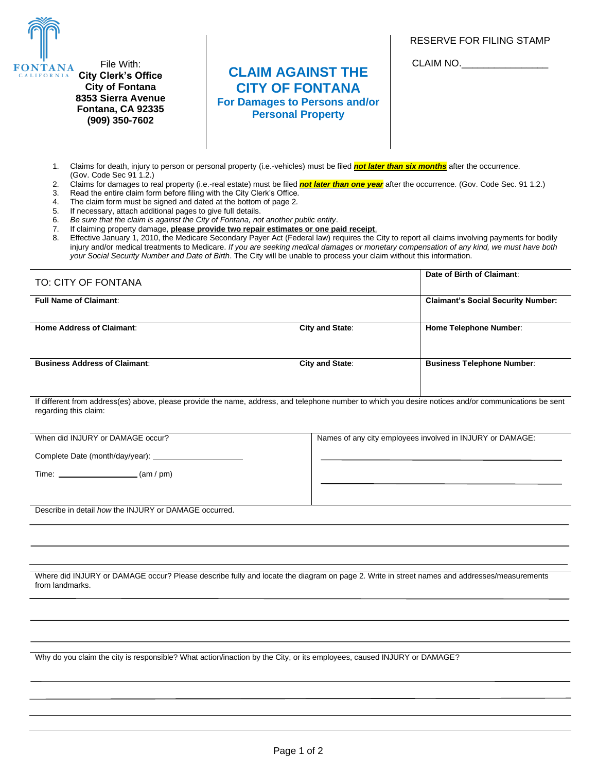FONTANA
CALIFORNIA

File With:
**City Clerk's Office**
**City of Fontana**
**8353 Sierra Avenue**
**Fontana, CA 92335**
**(909) 350-7602**

# CLAIM AGAINST THE CITY OF FONTANA

## For Damages to Persons and/or Personal Property

RESERVE FOR FILING STAMP

CLAIM NO.________________

1. Claims for death, injury to person or personal property (i.e.-vehicles) must be filed ***not later than six months*** after the occurrence. (Gov. Code Sec 91 1.2.)
2. Claims for damages to real property (i.e.-real estate) must be filed ***not later than one year*** after the occurrence. (Gov. Code Sec. 91 1.2.)
3. Read the entire claim form before filing with the City Clerk's Office.
4. The claim form must be signed and dated at the bottom of page 2.
5. If necessary, attach additional pages to give full details.
6. *Be sure that the claim is against the City of Fontana, not another public entity*.
7. If claiming property damage, **please provide two repair estimates or one paid receipt**.
8. Effective January 1, 2010, the Medicare Secondary Payer Act (Federal law) requires the City to report all claims involving payments for bodily injury and/or medical treatments to Medicare. *If you are seeking medical damages or monetary compensation of any kind, we must have both your Social Security Number and Date of Birth*. The City will be unable to process your claim without this information.

| TO: CITY OF FONTANA | | **Date of Birth of Claimant**: |
|---|---|---|
| **Full Name of Claimant**: | | **Claimant's Social Security Number:** |
| **Home Address of Claimant**: | **City and State**: | **Home Telephone Number**: |
| **Business Address of Claimant**: | **City and State**: | **Business Telephone Number**: |

If different from address(es) above, please provide the name, address, and telephone number to which you desire notices and/or communications be sent regarding this claim:

| When did INJURY or DAMAGE occur? | Names of any city employees involved in INJURY or DAMAGE: |
|---|---|
| Complete Date (month/day/year): ____________________ | ______________________________ |
| Time: ________________ (am / pm) | ______________________________ |

Describe in detail *how* the INJURY or DAMAGE occurred.

______________________________________________________________________

______________________________________________________________________

______________________________________________________________________

Where did INJURY or DAMAGE occur? Please describe fully and locate the diagram on page 2. Write in street names and addresses/measurements from landmarks.

______________________________________________________________________

______________________________________________________________________

______________________________________________________________________

Why do you claim the city is responsible? What action/inaction by the City, or its employees, caused INJURY or DAMAGE?

______________________________________________________________________

______________________________________________________________________

______________________________________________________________________

______________________________________________________________________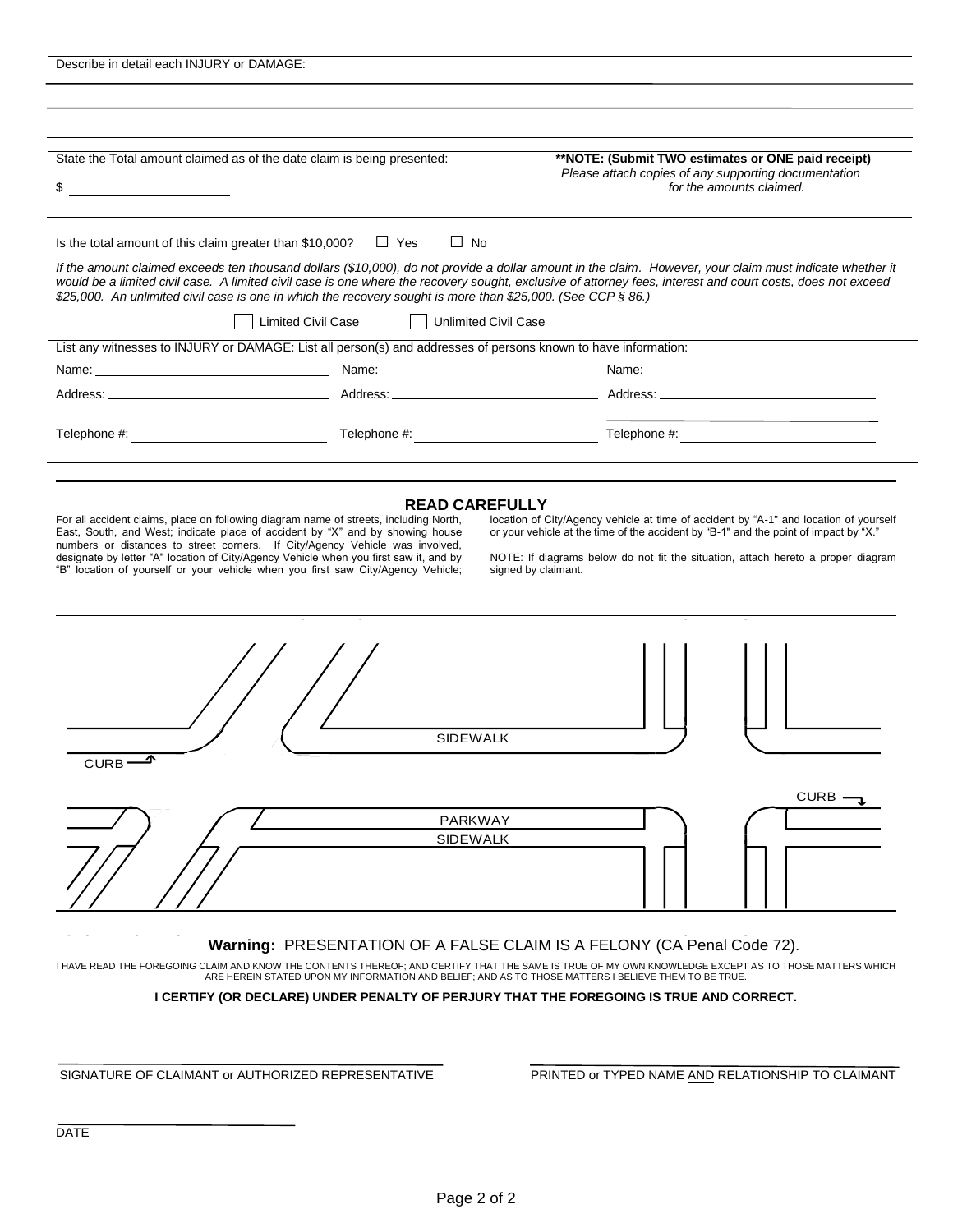Describe in detail each INJURY or DAMAGE:

State the Total amount claimed as of the date claim is being presented:

$ ______________________

**\*\*NOTE: (Submit TWO estimates or ONE paid receipt)**
*Please attach copies of any supporting documentation for the amounts claimed.*

Is the total amount of this claim greater than $10,000? ☐ Yes ☐ No

*If the amount claimed exceeds ten thousand dollars ($10,000), do not provide a dollar amount in the claim. However, your claim must indicate whether it would be a limited civil case. A limited civil case is one where the recovery sought, exclusive of attorney fees, interest and court costs, does not exceed $25,000. An unlimited civil case is one in which the recovery sought is more than $25,000. (See CCP § 86.)*

☐ Limited Civil Case ☐ Unlimited Civil Case

List any witnesses to INJURY or DAMAGE: List all person(s) and addresses of persons known to have information:

| | | |
|---|---|---|
| Name: | Name: | Name: |
| Address: | Address: | Address: |
| Telephone #: | Telephone #: | Telephone #: |

## READ CAREFULLY

For all accident claims, place on following diagram name of streets, including North, East, South, and West; indicate place of accident by "X" and by showing house numbers or distances to street corners. If City/Agency Vehicle was involved, designate by letter "A" location of City/Agency Vehicle when you first saw it, and by "B" location of yourself or your vehicle when you first saw City/Agency Vehicle; location of City/Agency vehicle at time of accident by "A-1" and location of yourself or your vehicle at the time of the accident by "B-1" and the point of impact by "X."

NOTE: If diagrams below do not fit the situation, attach hereto a proper diagram signed by claimant.

SIDEWALK

CURB

CURB

PARKWAY

SIDEWALK

**Warning:** PRESENTATION OF A FALSE CLAIM IS A FELONY (CA Penal Code 72).

I HAVE READ THE FOREGOING CLAIM AND KNOW THE CONTENTS THEREOF; AND CERTIFY THAT THE SAME IS TRUE OF MY OWN KNOWLEDGE EXCEPT AS TO THOSE MATTERS WHICH ARE HEREIN STATED UPON MY INFORMATION AND BELIEF; AND AS TO THOSE MATTERS I BELIEVE THEM TO BE TRUE.

**I CERTIFY (OR DECLARE) UNDER PENALTY OF PERJURY THAT THE FOREGOING IS TRUE AND CORRECT.**

SIGNATURE OF CLAIMANT or AUTHORIZED REPRESENTATIVE

PRINTED or TYPED NAME AND RELATIONSHIP TO CLAIMANT

DATE